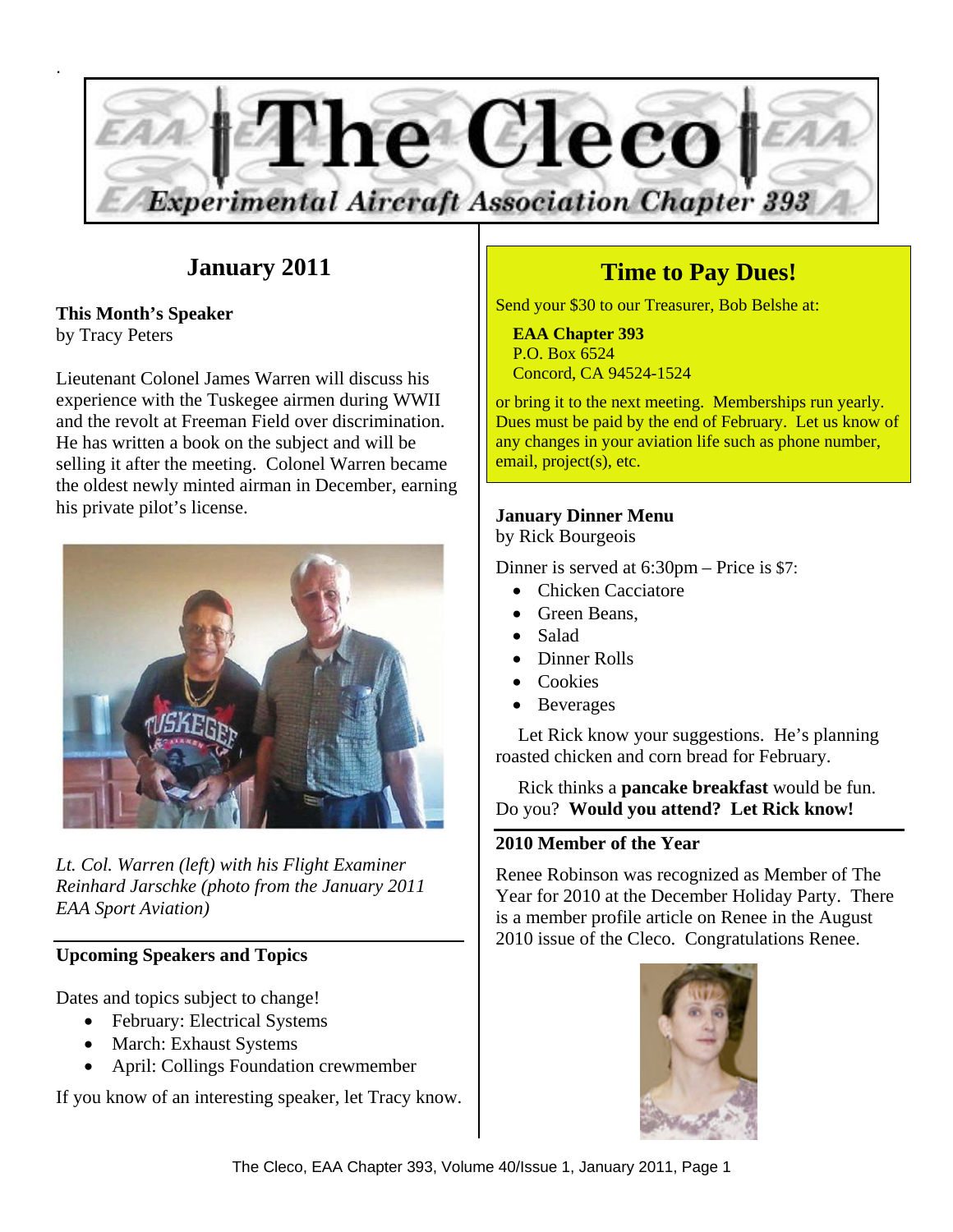# The Cleco

*Experimental Aircraft Association Chapter 393*

## January 2011

**This Month's Speaker**
by Tracy Peters

Lieutenant Colonel James Warren will discuss his experience with the Tuskegee airmen during WWII and the revolt at Freeman Field over discrimination. He has written a book on the subject and will be selling it after the meeting. Colonel Warren became the oldest newly minted airman in December, earning his private pilot's license.

*Lt. Col. Warren (left) with his Flight Examiner Reinhard Jarschke (photo from the January 2011 EAA Sport Aviation)*

**Upcoming Speakers and Topics**

Dates and topics subject to change!

- February: Electrical Systems
- March: Exhaust Systems
- April: Collings Foundation crewmember

If you know of an interesting speaker, let Tracy know.

## Time to Pay Dues!

Send your $30 to our Treasurer, Bob Belshe at:

**EAA Chapter 393**
P.O. Box 6524
Concord, CA 94524-1524

or bring it to the next meeting. Memberships run yearly. Dues must be paid by the end of February. Let us know of any changes in your aviation life such as phone number, email, project(s), etc.

**January Dinner Menu**
by Rick Bourgeois

Dinner is served at 6:30pm – Price is $7:

- Chicken Cacciatore
- Green Beans,
- Salad
- Dinner Rolls
- Cookies
- Beverages

Let Rick know your suggestions. He's planning roasted chicken and corn bread for February.

Rick thinks a **pancake breakfast** would be fun. Do you? **Would you attend? Let Rick know!**

**2010 Member of the Year**

Renee Robinson was recognized as Member of The Year for 2010 at the December Holiday Party. There is a member profile article on Renee in the August 2010 issue of the Cleco. Congratulations Renee.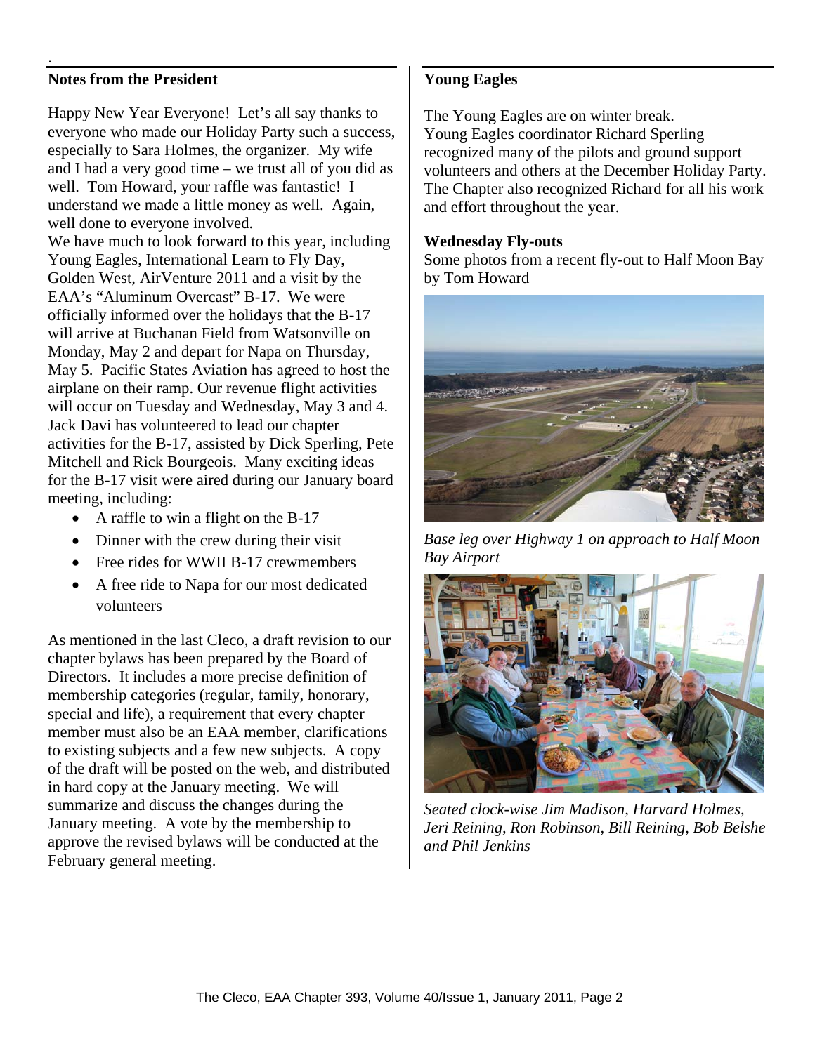## Notes from the President

Happy New Year Everyone! Let's all say thanks to everyone who made our Holiday Party such a success, especially to Sara Holmes, the organizer. My wife and I had a very good time – we trust all of you did as well. Tom Howard, your raffle was fantastic! I understand we made a little money as well. Again, well done to everyone involved.

We have much to look forward to this year, including Young Eagles, International Learn to Fly Day, Golden West, AirVenture 2011 and a visit by the EAA's "Aluminum Overcast" B-17. We were officially informed over the holidays that the B-17 will arrive at Buchanan Field from Watsonville on Monday, May 2 and depart for Napa on Thursday, May 5. Pacific States Aviation has agreed to host the airplane on their ramp. Our revenue flight activities will occur on Tuesday and Wednesday, May 3 and 4. Jack Davi has volunteered to lead our chapter activities for the B-17, assisted by Dick Sperling, Pete Mitchell and Rick Bourgeois. Many exciting ideas for the B-17 visit were aired during our January board meeting, including:

- A raffle to win a flight on the B-17
- Dinner with the crew during their visit
- Free rides for WWII B-17 crewmembers
- A free ride to Napa for our most dedicated volunteers

As mentioned in the last Cleco, a draft revision to our chapter bylaws has been prepared by the Board of Directors. It includes a more precise definition of membership categories (regular, family, honorary, special and life), a requirement that every chapter member must also be an EAA member, clarifications to existing subjects and a few new subjects. A copy of the draft will be posted on the web, and distributed in hard copy at the January meeting. We will summarize and discuss the changes during the January meeting. A vote by the membership to approve the revised bylaws will be conducted at the February general meeting.

## Young Eagles

The Young Eagles are on winter break.
Young Eagles coordinator Richard Sperling recognized many of the pilots and ground support volunteers and others at the December Holiday Party. The Chapter also recognized Richard for all his work and effort throughout the year.

### Wednesday Fly-outs

Some photos from a recent fly-out to Half Moon Bay by Tom Howard

*Base leg over Highway 1 on approach to Half Moon Bay Airport*

*Seated clock-wise Jim Madison, Harvard Holmes, Jeri Reining, Ron Robinson, Bill Reining, Bob Belshe and Phil Jenkins*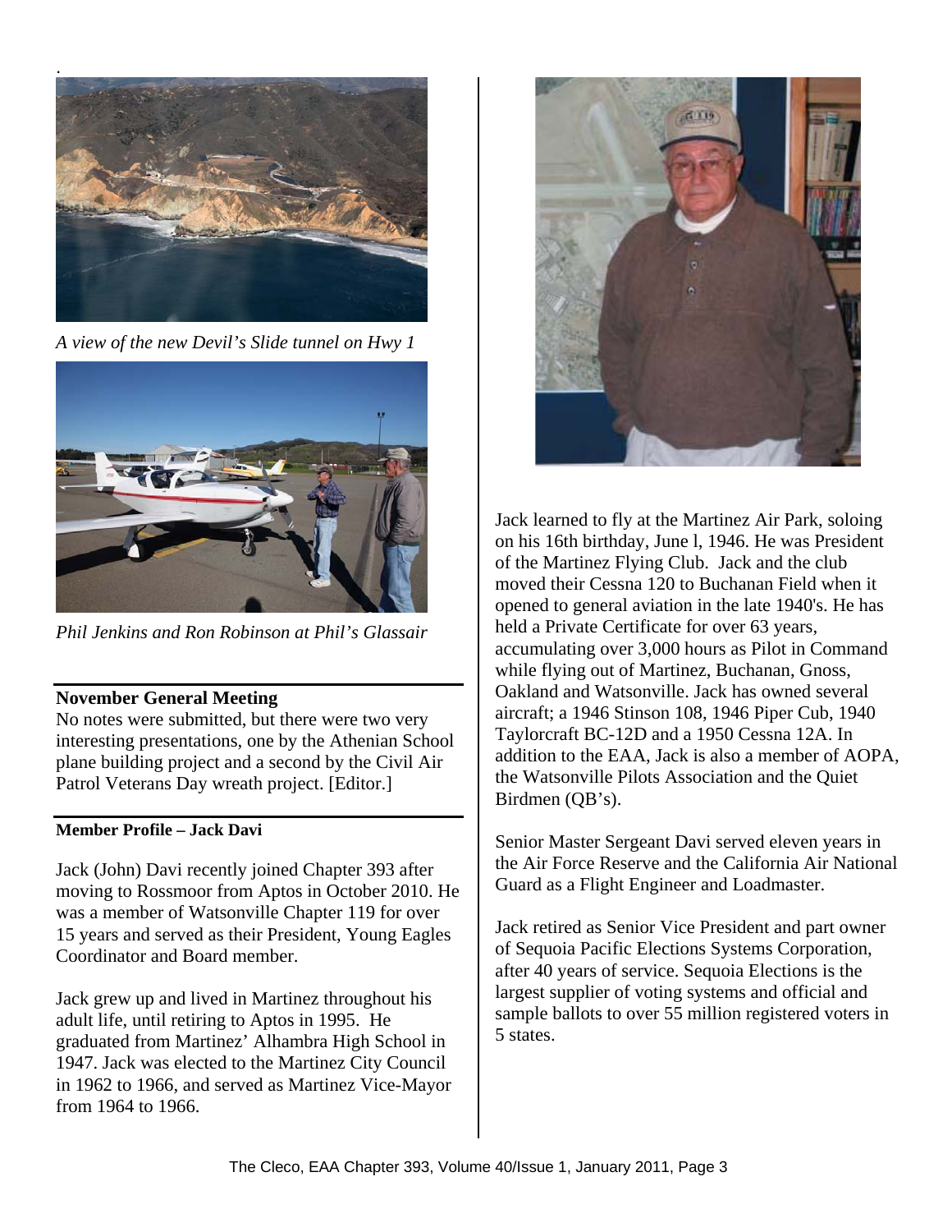*A view of the new Devil's Slide tunnel on Hwy 1*

*Phil Jenkins and Ron Robinson at Phil's Glassair*

**November General Meeting**

No notes were submitted, but there were two very interesting presentations, one by the Athenian School plane building project and a second by the Civil Air Patrol Veterans Day wreath project. [Editor.]

**Member Profile – Jack Davi**

Jack (John) Davi recently joined Chapter 393 after moving to Rossmoor from Aptos in October 2010. He was a member of Watsonville Chapter 119 for over 15 years and served as their President, Young Eagles Coordinator and Board member.

Jack grew up and lived in Martinez throughout his adult life, until retiring to Aptos in 1995. He graduated from Martinez' Alhambra High School in 1947. Jack was elected to the Martinez City Council in 1962 to 1966, and served as Martinez Vice-Mayor from 1964 to 1966.

Jack learned to fly at the Martinez Air Park, soloing on his 16th birthday, June l, 1946. He was President of the Martinez Flying Club. Jack and the club moved their Cessna 120 to Buchanan Field when it opened to general aviation in the late 1940's. He has held a Private Certificate for over 63 years, accumulating over 3,000 hours as Pilot in Command while flying out of Martinez, Buchanan, Gnoss, Oakland and Watsonville. Jack has owned several aircraft; a 1946 Stinson 108, 1946 Piper Cub, 1940 Taylorcraft BC-12D and a 1950 Cessna 12A. In addition to the EAA, Jack is also a member of AOPA, the Watsonville Pilots Association and the Quiet Birdmen (QB's).

Senior Master Sergeant Davi served eleven years in the Air Force Reserve and the California Air National Guard as a Flight Engineer and Loadmaster.

Jack retired as Senior Vice President and part owner of Sequoia Pacific Elections Systems Corporation, after 40 years of service. Sequoia Elections is the largest supplier of voting systems and official and sample ballots to over 55 million registered voters in 5 states.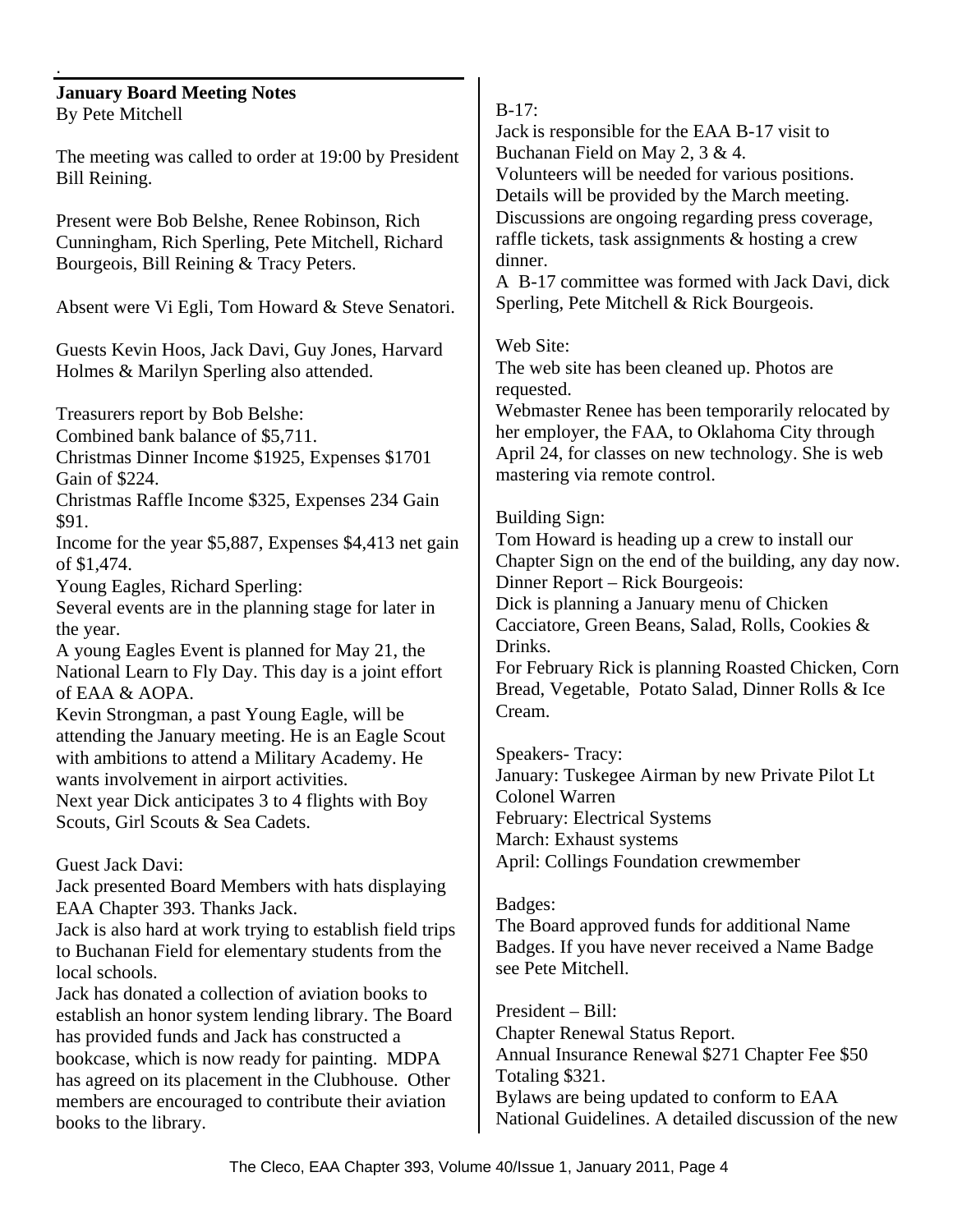## January Board Meeting Notes

By Pete Mitchell

The meeting was called to order at 19:00 by President Bill Reining.

Present were Bob Belshe, Renee Robinson, Rich Cunningham, Rich Sperling, Pete Mitchell, Richard Bourgeois, Bill Reining & Tracy Peters.

Absent were Vi Egli, Tom Howard & Steve Senatori.

Guests Kevin Hoos, Jack Davi, Guy Jones, Harvard Holmes & Marilyn Sperling also attended.

Treasurers report by Bob Belshe:
Combined bank balance of $5,711.
Christmas Dinner Income $1925, Expenses $1701 Gain of $224.
Christmas Raffle Income $325, Expenses 234 Gain $91.
Income for the year $5,887, Expenses $4,413 net gain of $1,474.

Young Eagles, Richard Sperling:
Several events are in the planning stage for later in the year.
A young Eagles Event is planned for May 21, the National Learn to Fly Day. This day is a joint effort of EAA & AOPA.
Kevin Strongman, a past Young Eagle, will be attending the January meeting. He is an Eagle Scout with ambitions to attend a Military Academy. He wants involvement in airport activities.
Next year Dick anticipates 3 to 4 flights with Boy Scouts, Girl Scouts & Sea Cadets.

Guest Jack Davi:
Jack presented Board Members with hats displaying EAA Chapter 393. Thanks Jack.
Jack is also hard at work trying to establish field trips to Buchanan Field for elementary students from the local schools.
Jack has donated a collection of aviation books to establish an honor system lending library. The Board has provided funds and Jack has constructed a bookcase, which is now ready for painting. MDPA has agreed on its placement in the Clubhouse. Other members are encouraged to contribute their aviation books to the library.

B-17:
Jack is responsible for the EAA B-17 visit to Buchanan Field on May 2, 3 & 4.
Volunteers will be needed for various positions. Details will be provided by the March meeting.
Discussions are ongoing regarding press coverage, raffle tickets, task assignments & hosting a crew dinner.
A B-17 committee was formed with Jack Davi, dick Sperling, Pete Mitchell & Rick Bourgeois.

Web Site:
The web site has been cleaned up. Photos are requested.
Webmaster Renee has been temporarily relocated by her employer, the FAA, to Oklahoma City through April 24, for classes on new technology. She is web mastering via remote control.

Building Sign:
Tom Howard is heading up a crew to install our Chapter Sign on the end of the building, any day now.

Dinner Report – Rick Bourgeois:
Dick is planning a January menu of Chicken Cacciatore, Green Beans, Salad, Rolls, Cookies & Drinks.
For February Rick is planning Roasted Chicken, Corn Bread, Vegetable, Potato Salad, Dinner Rolls & Ice Cream.

Speakers- Tracy:
January: Tuskegee Airman by new Private Pilot Lt Colonel Warren
February: Electrical Systems
March: Exhaust systems
April: Collings Foundation crewmember

Badges:
The Board approved funds for additional Name Badges. If you have never received a Name Badge see Pete Mitchell.

President – Bill:
Chapter Renewal Status Report.
Annual Insurance Renewal $271 Chapter Fee $50 Totaling $321.
Bylaws are being updated to conform to EAA National Guidelines. A detailed discussion of the new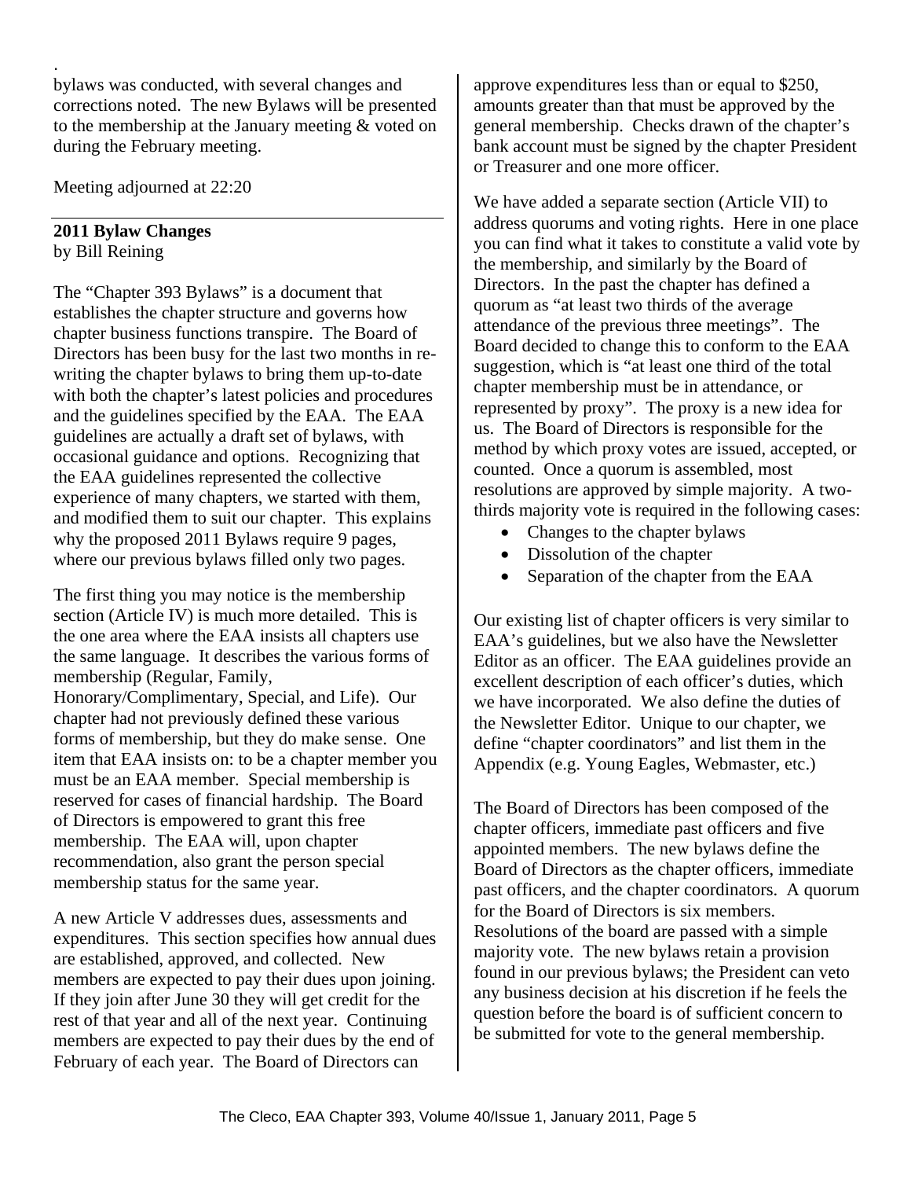.
bylaws was conducted, with several changes and corrections noted. The new Bylaws will be presented to the membership at the January meeting & voted on during the February meeting.

Meeting adjourned at 22:20

---

**2011 Bylaw Changes**
by Bill Reining

The "Chapter 393 Bylaws" is a document that establishes the chapter structure and governs how chapter business functions transpire. The Board of Directors has been busy for the last two months in re-writing the chapter bylaws to bring them up-to-date with both the chapter's latest policies and procedures and the guidelines specified by the EAA. The EAA guidelines are actually a draft set of bylaws, with occasional guidance and options. Recognizing that the EAA guidelines represented the collective experience of many chapters, we started with them, and modified them to suit our chapter. This explains why the proposed 2011 Bylaws require 9 pages, where our previous bylaws filled only two pages.

The first thing you may notice is the membership section (Article IV) is much more detailed. This is the one area where the EAA insists all chapters use the same language. It describes the various forms of membership (Regular, Family, Honorary/Complimentary, Special, and Life). Our chapter had not previously defined these various forms of membership, but they do make sense. One item that EAA insists on: to be a chapter member you must be an EAA member. Special membership is reserved for cases of financial hardship. The Board of Directors is empowered to grant this free membership. The EAA will, upon chapter recommendation, also grant the person special membership status for the same year.

A new Article V addresses dues, assessments and expenditures. This section specifies how annual dues are established, approved, and collected. New members are expected to pay their dues upon joining. If they join after June 30 they will get credit for the rest of that year and all of the next year. Continuing members are expected to pay their dues by the end of February of each year. The Board of Directors can approve expenditures less than or equal to $250, amounts greater than that must be approved by the general membership. Checks drawn of the chapter's bank account must be signed by the chapter President or Treasurer and one more officer.

We have added a separate section (Article VII) to address quorums and voting rights. Here in one place you can find what it takes to constitute a valid vote by the membership, and similarly by the Board of Directors. In the past the chapter has defined a quorum as "at least two thirds of the average attendance of the previous three meetings". The Board decided to change this to conform to the EAA suggestion, which is "at least one third of the total chapter membership must be in attendance, or represented by proxy". The proxy is a new idea for us. The Board of Directors is responsible for the method by which proxy votes are issued, accepted, or counted. Once a quorum is assembled, most resolutions are approved by simple majority. A two-thirds majority vote is required in the following cases:

- Changes to the chapter bylaws
- Dissolution of the chapter
- Separation of the chapter from the EAA

Our existing list of chapter officers is very similar to EAA's guidelines, but we also have the Newsletter Editor as an officer. The EAA guidelines provide an excellent description of each officer's duties, which we have incorporated. We also define the duties of the Newsletter Editor. Unique to our chapter, we define "chapter coordinators" and list them in the Appendix (e.g. Young Eagles, Webmaster, etc.)

The Board of Directors has been composed of the chapter officers, immediate past officers and five appointed members. The new bylaws define the Board of Directors as the chapter officers, immediate past officers, and the chapter coordinators. A quorum for the Board of Directors is six members. Resolutions of the board are passed with a simple majority vote. The new bylaws retain a provision found in our previous bylaws; the President can veto any business decision at his discretion if he feels the question before the board is of sufficient concern to be submitted for vote to the general membership.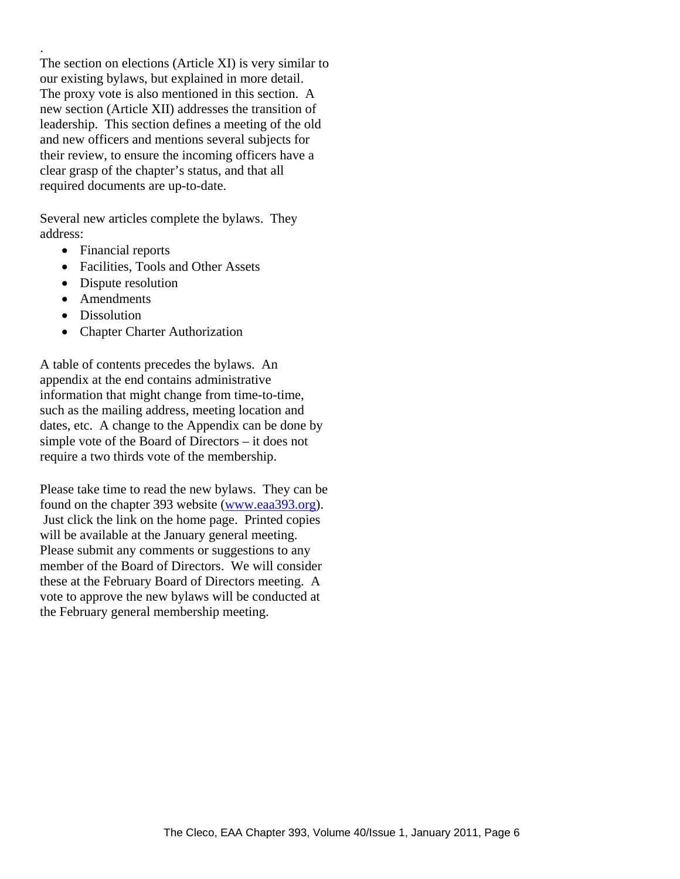.
The section on elections (Article XI) is very similar to our existing bylaws, but explained in more detail. The proxy vote is also mentioned in this section. A new section (Article XII) addresses the transition of leadership. This section defines a meeting of the old and new officers and mentions several subjects for their review, to ensure the incoming officers have a clear grasp of the chapter's status, and that all required documents are up-to-date.

Several new articles complete the bylaws. They address:

- Financial reports
- Facilities, Tools and Other Assets
- Dispute resolution
- Amendments
- Dissolution
- Chapter Charter Authorization

A table of contents precedes the bylaws. An appendix at the end contains administrative information that might change from time-to-time, such as the mailing address, meeting location and dates, etc. A change to the Appendix can be done by simple vote of the Board of Directors – it does not require a two thirds vote of the membership.

Please take time to read the new bylaws. They can be found on the chapter 393 website ([www.eaa393.org](http://www.eaa393.org)). Just click the link on the home page. Printed copies will be available at the January general meeting. Please submit any comments or suggestions to any member of the Board of Directors. We will consider these at the February Board of Directors meeting. A vote to approve the new bylaws will be conducted at the February general membership meeting.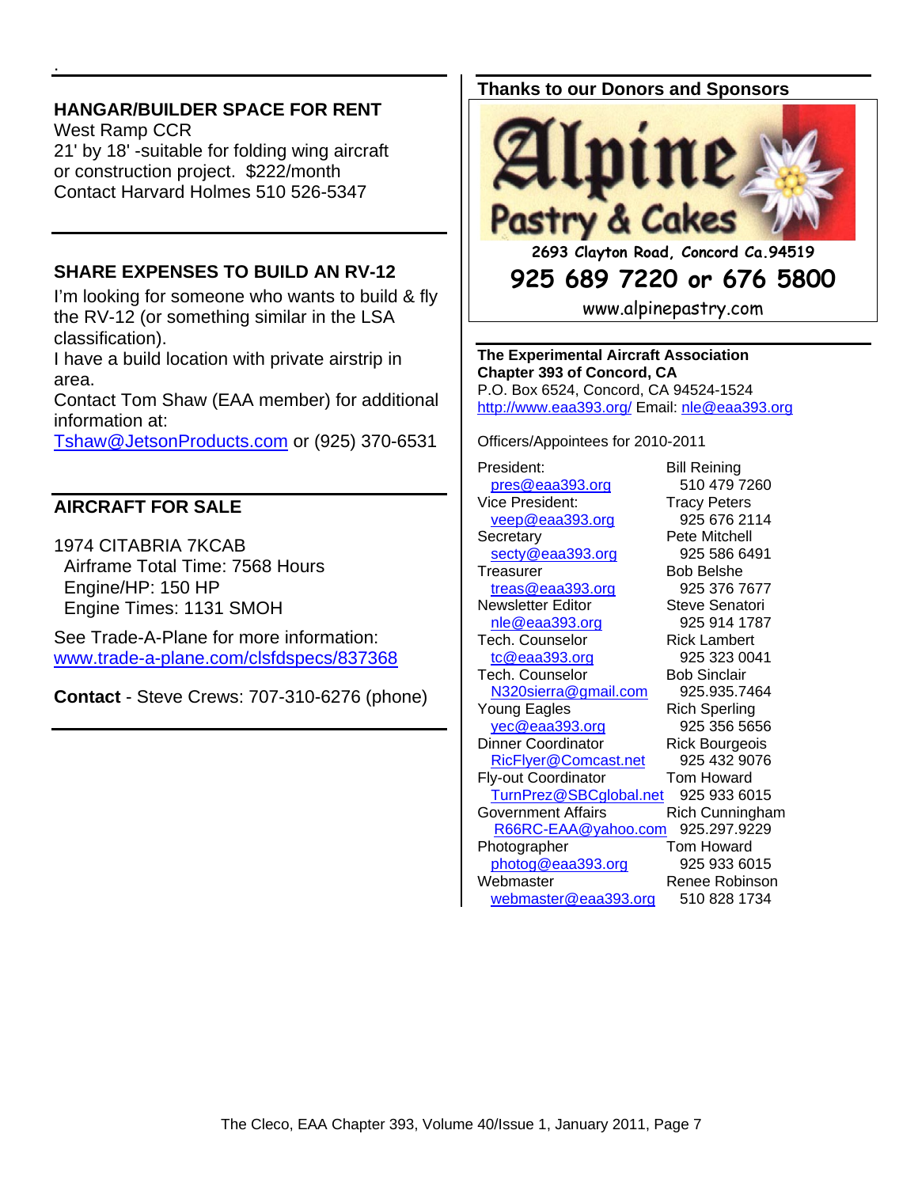## HANGAR/BUILDER SPACE FOR RENT

West Ramp CCR
21' by 18' -suitable for folding wing aircraft or construction project. $222/month
Contact Harvard Holmes 510 526-5347

## SHARE EXPENSES TO BUILD AN RV-12

I'm looking for someone who wants to build & fly the RV-12 (or something similar in the LSA classification).
I have a build location with private airstrip in area.
Contact Tom Shaw (EAA member) for additional information at:
Tshaw@JetsonProducts.com or (925) 370-6531

## AIRCRAFT FOR SALE

1974 CITABRIA 7KCAB
Airframe Total Time: 7568 Hours
Engine/HP: 150 HP
Engine Times: 1131 SMOH

See Trade-A-Plane for more information:
www.trade-a-plane.com/clsfdspecs/837368

**Contact** - Steve Crews: 707-310-6276 (phone)

## Thanks to our Donors and Sponsors

**Alpine Pastry & Cakes**
2693 Clayton Road, Concord Ca.94519
925 689 7220 or 676 5800
www.alpinepastry.com

**The Experimental Aircraft Association**
**Chapter 393 of Concord, CA**
P.O. Box 6524, Concord, CA 94524-1524
http://www.eaa393.org/ Email: nle@eaa393.org

Officers/Appointees for 2010-2011

| Position | Name |
|---|---|
| President: pres@eaa393.org | Bill Reining 510 479 7260 |
| Vice President: veep@eaa393.org | Tracy Peters 925 676 2114 |
| Secretary secty@eaa393.org | Pete Mitchell 925 586 6491 |
| Treasurer treas@eaa393.org | Bob Belshe 925 376 7677 |
| Newsletter Editor nle@eaa393.org | Steve Senatori 925 914 1787 |
| Tech. Counselor tc@eaa393.org | Rick Lambert 925 323 0041 |
| Tech. Counselor N320sierra@gmail.com | Bob Sinclair 925.935.7464 |
| Young Eagles yec@eaa393.org | Rich Sperling 925 356 5656 |
| Dinner Coordinator RicFlyer@Comcast.net | Rick Bourgeois 925 432 9076 |
| Fly-out Coordinator TurnPrez@SBCglobal.net | Tom Howard 925 933 6015 |
| Government Affairs R66RC-EAA@yahoo.com | Rich Cunningham 925.297.9229 |
| Photographer photog@eaa393.org | Tom Howard 925 933 6015 |
| Webmaster webmaster@eaa393.org | Renee Robinson 510 828 1734 |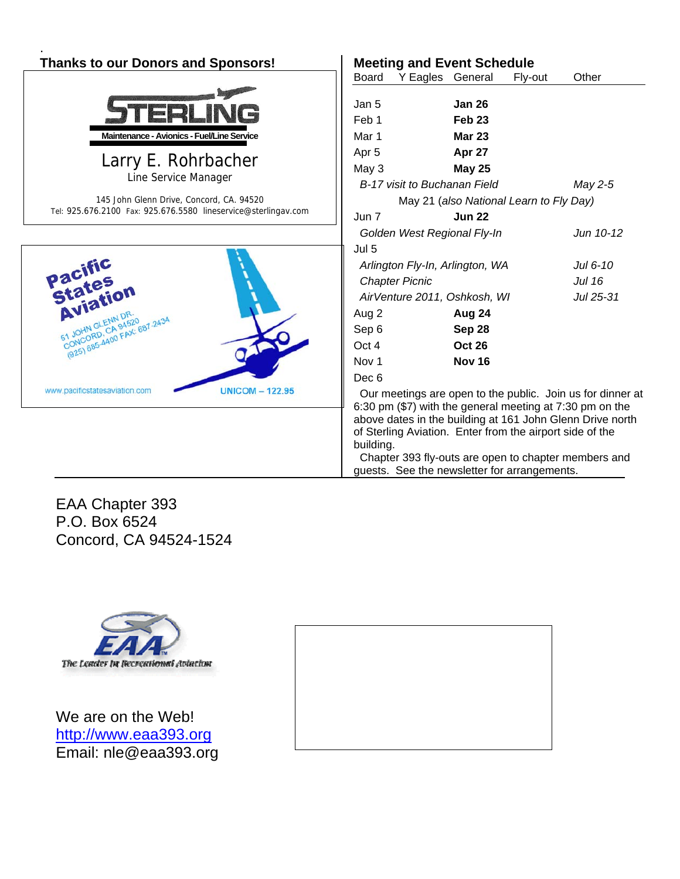## Thanks to our Donors and Sponsors!

STERLING

Maintenance - Avionics - Fuel/Line Service

Larry E. Rohrbacher
Line Service Manager

145 John Glenn Drive, Concord, CA. 94520
Tel: 925.676.2100 Fax: 925.676.5580 lineservice@sterlingav.com

Pacific States Aviation
51 JOHN GLENN DR.
CONCORD, CA 94520
(925) 685-4400 FAX: 687-2434

www.pacificstatesaviation.com UNICOM – 122.95

## Meeting and Event Schedule

| Board | Y Eagles | General | Fly-out | Other |
|---|---|---|---|---|
| Jan 5 | | **Jan 26** | | |
| Feb 1 | | **Feb 23** | | |
| Mar 1 | | **Mar 23** | | |
| Apr 5 | | **Apr 27** | | |
| May 3 | | **May 25** | | |
| *B-17 visit to Buchanan Field* | | | | *May 2-5* |
| | May 21 (*also National Learn to Fly Day*) | | | |
| Jun 7 | | **Jun 22** | | |
| *Golden West Regional Fly-In* | | | | *Jun 10-12* |
| Jul 5 | | | | |
| *Arlington Fly-In, Arlington, WA* | | | | *Jul 6-10* |
| *Chapter Picnic* | | | | *Jul 16* |
| *AirVenture 2011, Oshkosh, WI* | | | | *Jul 25-31* |
| Aug 2 | | **Aug 24** | | |
| Sep 6 | | **Sep 28** | | |
| Oct 4 | | **Oct 26** | | |
| Nov 1 | | **Nov 16** | | |
| Dec 6 | | | | |

Our meetings are open to the public. Join us for dinner at 6:30 pm ($7) with the general meeting at 7:30 pm on the above dates in the building at 161 John Glenn Drive north of Sterling Aviation. Enter from the airport side of the building.

Chapter 393 fly-outs are open to chapter members and guests. See the newsletter for arrangements.

EAA Chapter 393
P.O. Box 6524
Concord, CA 94524-1524

EAA
The Leader in Recreational Aviation

We are on the Web!
[http://www.eaa393.org](http://www.eaa393.org)
Email: nle@eaa393.org